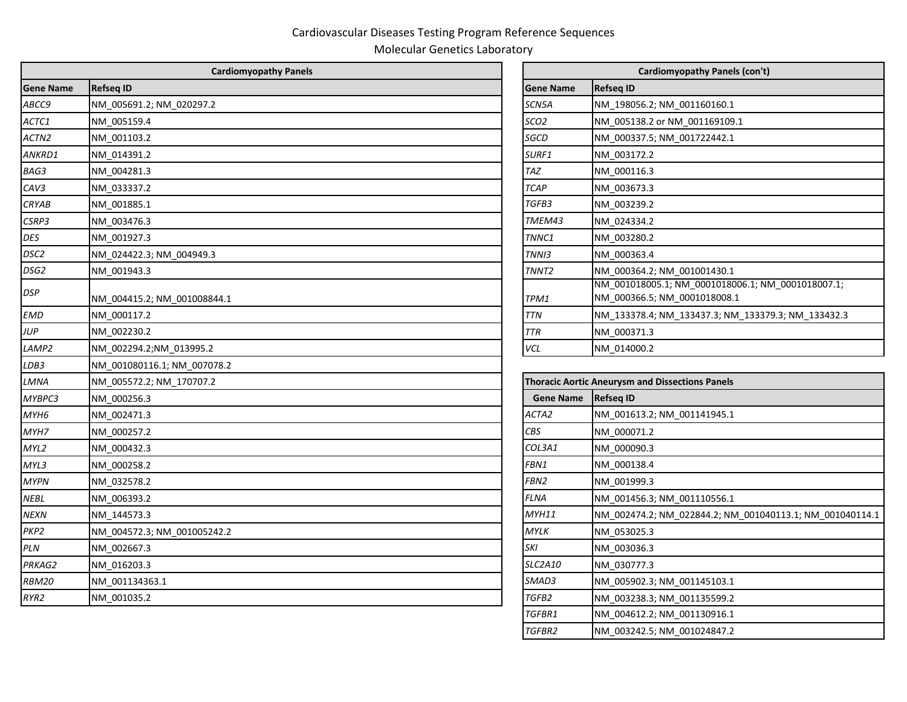# Cardiovascular Diseases Testing Program Reference Sequences

## Molecular Genetics Laboratory

| Cardiomyopathy Panels | |
|---|---|
| **Gene Name** | **Refseq ID** |
| *ABCC9* | NM_005691.2; NM_020297.2 |
| *ACTC1* | NM_005159.4 |
| *ACTN2* | NM_001103.2 |
| *ANKRD1* | NM_014391.2 |
| *BAG3* | NM_004281.3 |
| *CAV3* | NM_033337.2 |
| *CRYAB* | NM_001885.1 |
| *CSRP3* | NM_003476.3 |
| *DES* | NM_001927.3 |
| *DSC2* | NM_024422.3; NM_004949.3 |
| *DSG2* | NM_001943.3 |
| *DSP* | NM_004415.2; NM_001008844.1 |
| *EMD* | NM_000117.2 |
| *JUP* | NM_002230.2 |
| *LAMP2* | NM_002294.2;NM_013995.2 |
| *LDB3* | NM_001080116.1; NM_007078.2 |
| *LMNA* | NM_005572.2; NM_170707.2 |
| *MYBPC3* | NM_000256.3 |
| *MYH6* | NM_002471.3 |
| *MYH7* | NM_000257.2 |
| *MYL2* | NM_000432.3 |
| *MYL3* | NM_000258.2 |
| *MYPN* | NM_032578.2 |
| *NEBL* | NM_006393.2 |
| *NEXN* | NM_144573.3 |
| *PKP2* | NM_004572.3; NM_001005242.2 |
| *PLN* | NM_002667.3 |
| *PRKAG2* | NM_016203.3 |
| *RBM20* | NM_001134363.1 |
| *RYR2* | NM_001035.2 |

| Cardiomyopathy Panels (con't) | |
|---|---|
| **Gene Name** | **Refseq ID** |
| *SCN5A* | NM_198056.2; NM_001160160.1 |
| *SCO2* | NM_005138.2 or NM_001169109.1 |
| *SGCD* | NM_000337.5; NM_001722442.1 |
| *SURF1* | NM_003172.2 |
| *TAZ* | NM_000116.3 |
| *TCAP* | NM_003673.3 |
| *TGFB3* | NM_003239.2 |
| *TMEM43* | NM_024334.2 |
| *TNNC1* | NM_003280.2 |
| *TNNI3* | NM_000363.4 |
| *TNNT2* | NM_000364.2; NM_001001430.1 |
| *TPM1* | NM_001018005.1; NM_0001018006.1; NM_0001018007.1; NM_000366.5; NM_0001018008.1 |
| *TTN* | NM_133378.4; NM_133437.3; NM_133379.3; NM_133432.3 |
| *TTR* | NM_000371.3 |
| *VCL* | NM_014000.2 |

| Thoracic Aortic Aneurysm and Dissections Panels | |
|---|---|
| **Gene Name** | **Refseq ID** |
| *ACTA2* | NM_001613.2; NM_001141945.1 |
| *CBS* | NM_000071.2 |
| *COL3A1* | NM_000090.3 |
| *FBN1* | NM_000138.4 |
| *FBN2* | NM_001999.3 |
| *FLNA* | NM_001456.3; NM_001110556.1 |
| *MYH11* | NM_002474.2; NM_022844.2; NM_001040113.1; NM_001040114.1 |
| *MYLK* | NM_053025.3 |
| *SKI* | NM_003036.3 |
| *SLC2A10* | NM_030777.3 |
| *SMAD3* | NM_005902.3; NM_001145103.1 |
| *TGFB2* | NM_003238.3; NM_001135599.2 |
| *TGFBR1* | NM_004612.2; NM_001130916.1 |
| *TGFBR2* | NM_003242.5; NM_001024847.2 |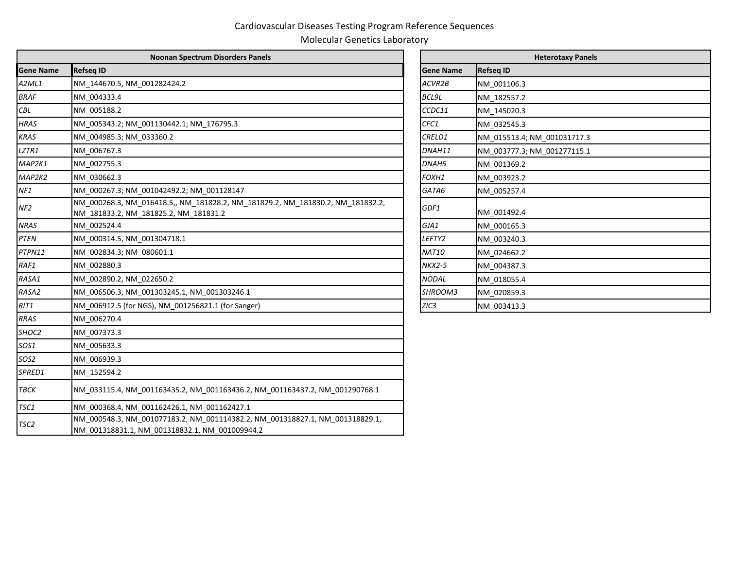# Cardiovascular Diseases Testing Program Reference Sequences

## Molecular Genetics Laboratory

| Noonan Spectrum Disorders Panels | |
|---|---|
| **Gene Name** | **Refseq ID** |
| *A2ML1* | NM_144670.5, NM_001282424.2 |
| *BRAF* | NM_004333.4 |
| *CBL* | NM_005188.2 |
| *HRAS* | NM_005343.2; NM_001130442.1; NM_176795.3 |
| *KRAS* | NM_004985.3; NM_033360.2 |
| *LZTR1* | NM_006767.3 |
| *MAP2K1* | NM_002755.3 |
| *MAP2K2* | NM_030662.3 |
| *NF1* | NM_000267.3; NM_001042492.2; NM_001128147 |
| *NF2* | NM_000268.3, NM_016418.5,, NM_181828.2, NM_181829.2, NM_181830.2, NM_181832.2, NM_181833.2, NM_181825.2, NM_181831.2 |
| *NRAS* | NM_002524.4 |
| *PTEN* | NM_000314.5, NM_001304718.1 |
| *PTPN11* | NM_002834.3; NM_080601.1 |
| *RAF1* | NM_002880.3 |
| *RASA1* | NM_002890.2, NM_022650.2 |
| *RASA2* | NM_006506.3, NM_001303245.1, NM_001303246.1 |
| *RIT1* | NM_006912.5 (for NGS), NM_001256821.1 (for Sanger) |
| *RRAS* | NM_006270.4 |
| *SHOC2* | NM_007373.3 |
| *SOS1* | NM_005633.3 |
| *SOS2* | NM_006939.3 |
| *SPRED1* | NM_152594.2 |
| *TBCK* | NM_033115.4, NM_001163435.2, NM_001163436.2, NM_001163437.2, NM_001290768.1 |
| *TSC1* | NM_000368.4, NM_001162426.1, NM_001162427.1 |
| *TSC2* | NM_000548.3, NM_001077183.2, NM_001114382.2, NM_001318827.1, NM_001318829.1, NM_001318831.1, NM_001318832.1, NM_001009944.2 |

| Heterotaxy Panels | |
|---|---|
| **Gene Name** | **Refseq ID** |
| *ACVR2B* | NM_001106.3 |
| *BCL9L* | NM_182557.2 |
| *CCDC11* | NM_145020.3 |
| *CFC1* | NM_032545.3 |
| *CRELD1* | NM_015513.4; NM_001031717.3 |
| *DNAH11* | NM_003777.3; NM_001277115.1 |
| *DNAH5* | NM_001369.2 |
| *FOXH1* | NM_003923.2 |
| *GATA6* | NM_005257.4 |
| *GDF1* | NM_001492.4 |
| *GJA1* | NM_000165.3 |
| *LEFTY2* | NM_003240.3 |
| *NAT10* | NM_024662.2 |
| *NKX2-5* | NM_004387.3 |
| *NODAL* | NM_018055.4 |
| *SHROOM3* | NM_020859.3 |
| *ZIC3* | NM_003413.3 |